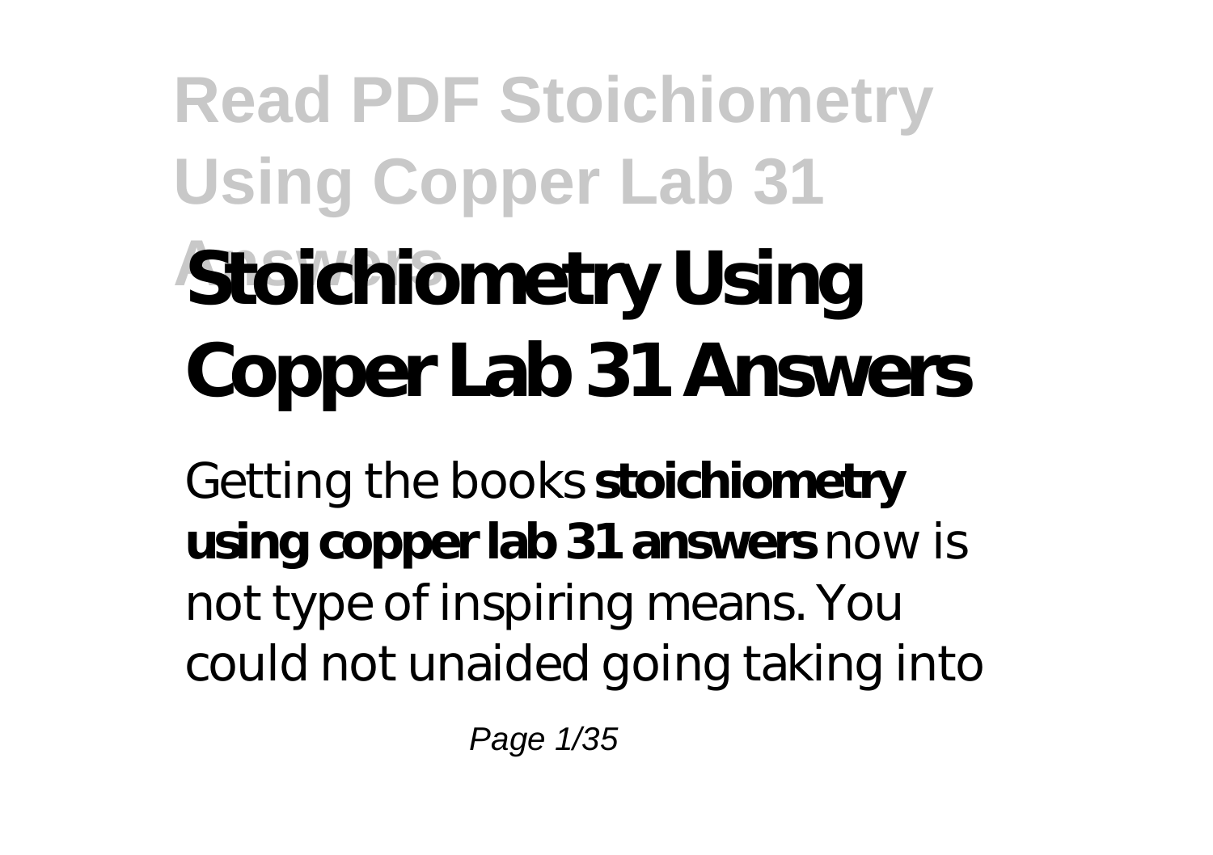# Stoichiometry Using Copper Lab 31 Answers

Getting the books **stoichiometry using copper lab 31 answers** now is not type of inspiring means. You could not unaided going taking into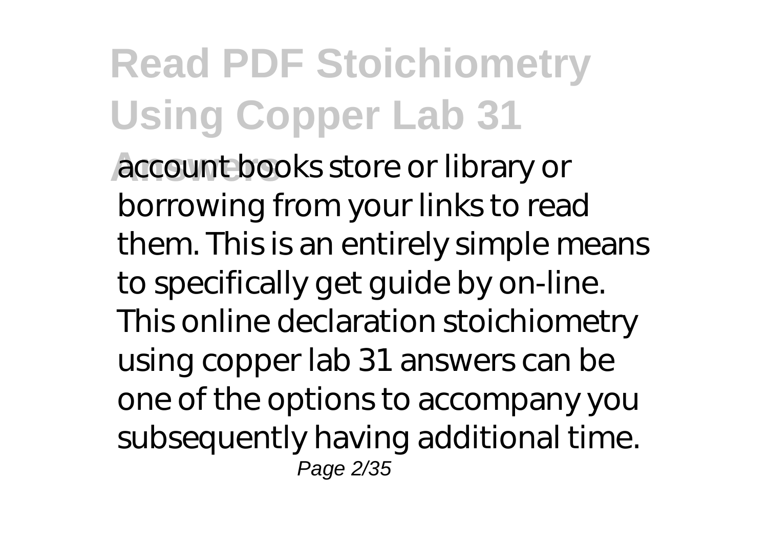account books store or library or borrowing from your links to read them. This is an entirely simple means to specifically get guide by on-line. This online declaration stoichiometry using copper lab 31 answers can be one of the options to accompany you subsequently having additional time.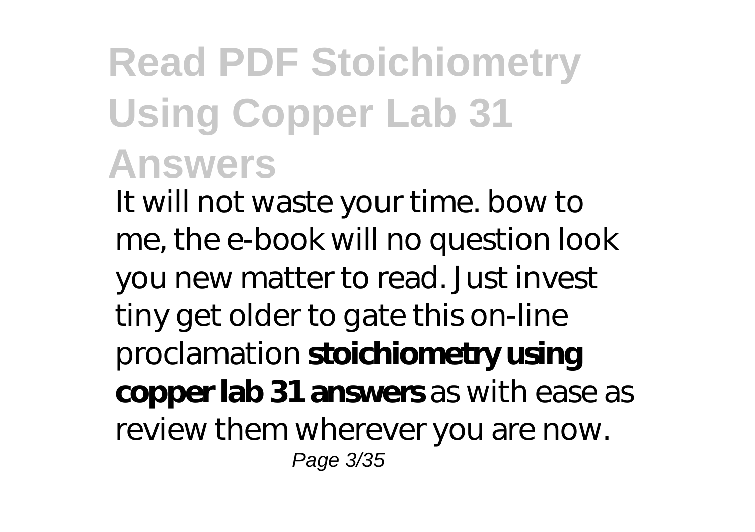# Read PDF Stoichiometry Using Copper Lab 31 Answers

It will not waste your time. bow to me, the e-book will no question look you new matter to read. Just invest tiny get older to gate this on-line proclamation **stoichiometry using copper lab 31 answers** as with ease as review them wherever you are now.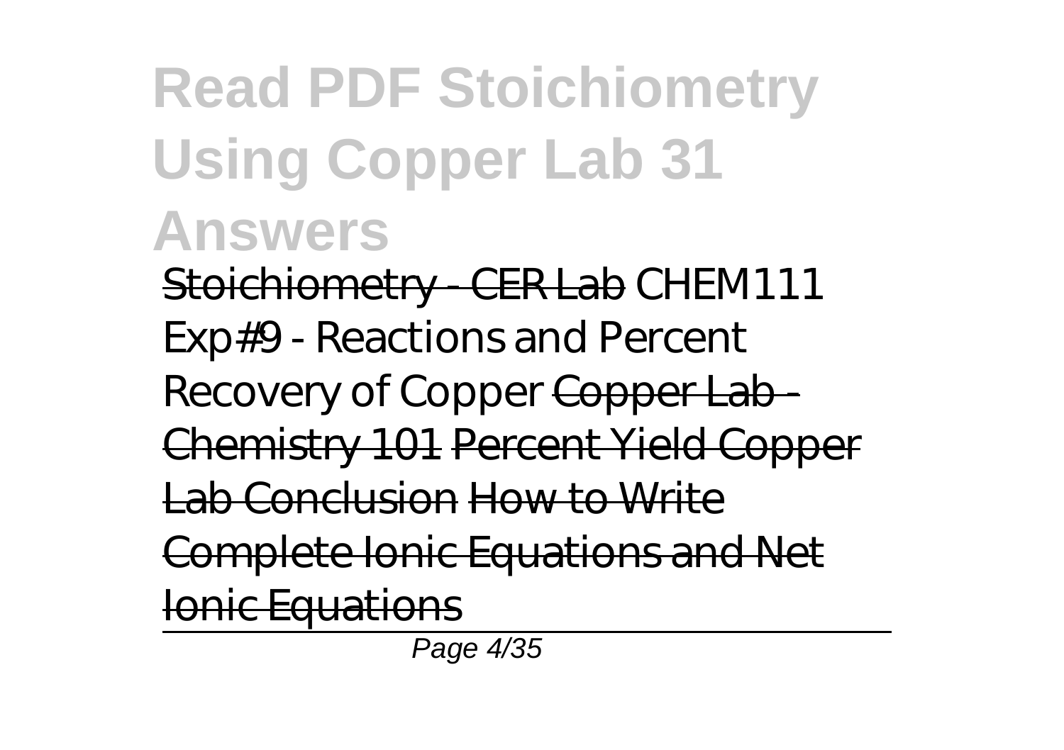Stoichiometry - CER Lab *CHEM111 Exp#9 - Reactions and Percent Recovery of Copper* Copper Lab - Chemistry 101 Percent Yield Copper Lab Conclusion How to Write Complete Ionic Equations and Net Ionic Equations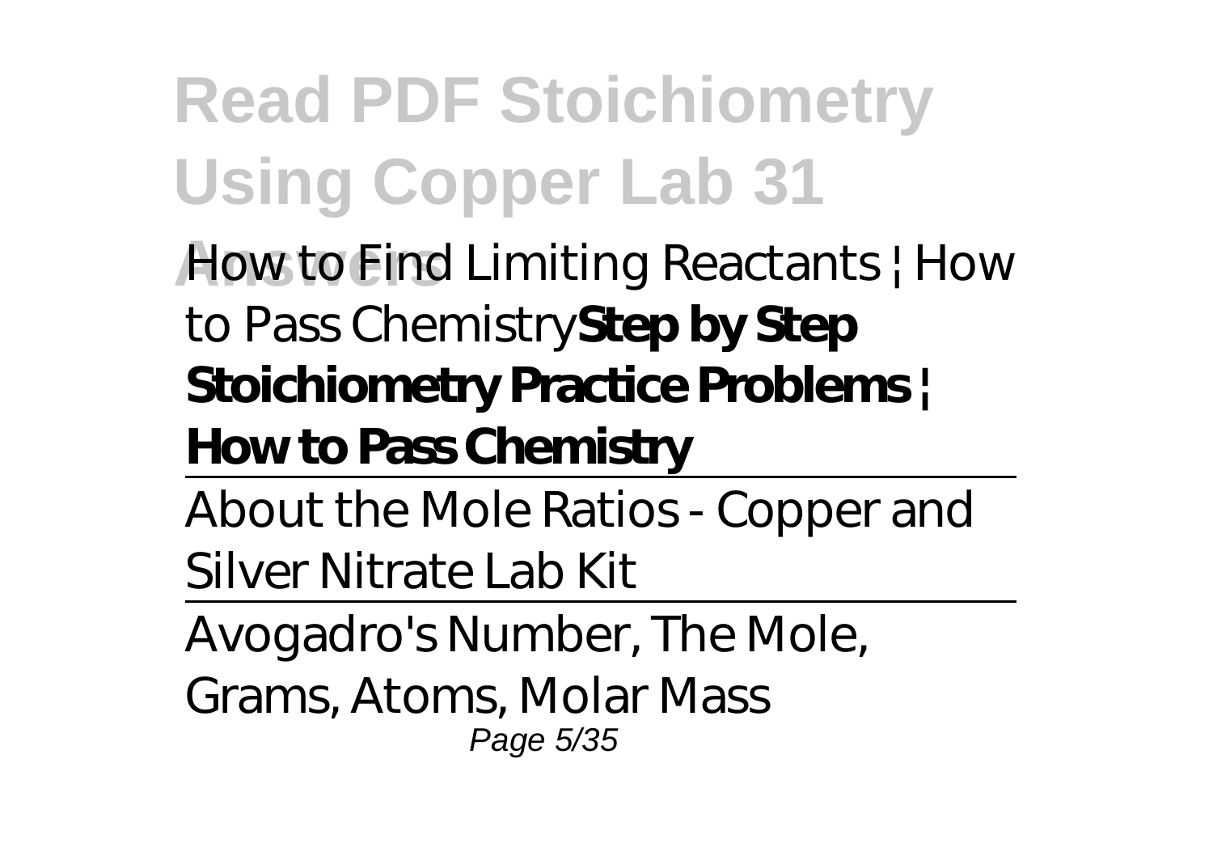*How to Find Limiting Reactants | How to Pass Chemistry* **Step by Step Stoichiometry Practice Problems | How to Pass Chemistry**

About the Mole Ratios - Copper and Silver Nitrate Lab Kit

Avogadro's Number, The Mole, Grams, Atoms, Molar Mass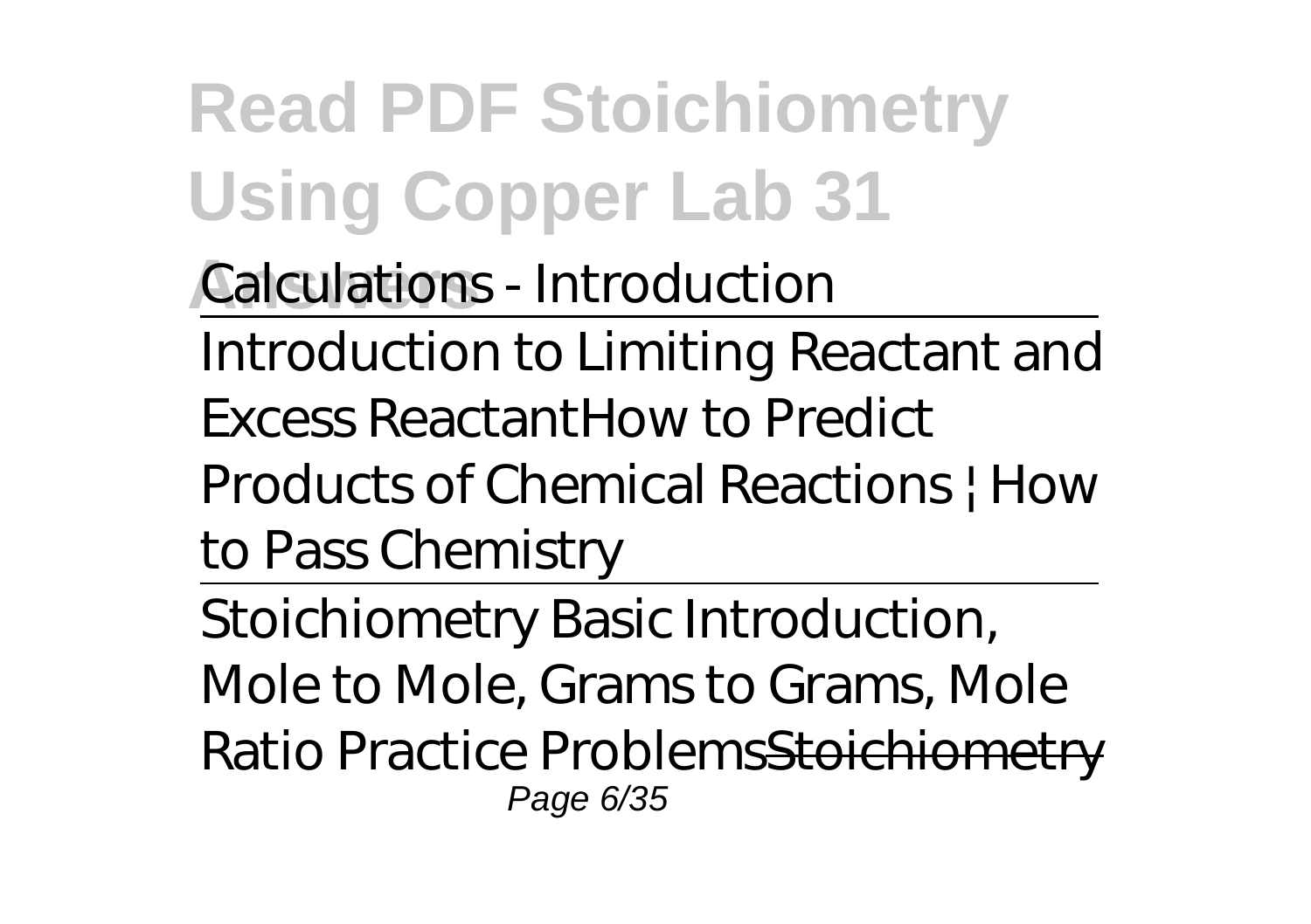*Calculations - Introduction*

Introduction to Limiting Reactant and Excess Reactant*How to Predict Products of Chemical Reactions | How to Pass Chemistry*

Stoichiometry Basic Introduction, Mole to Mole, Grams to Grams, Mole Ratio Practice ProblemsStoichiometry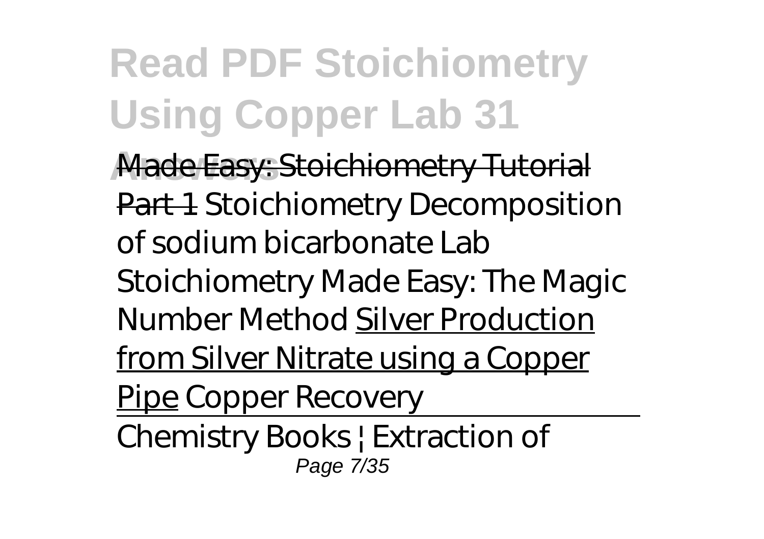Made Easy: Stoichiometry Tutorial Part 1 *Stoichiometry Decomposition of sodium bicarbonate Lab* *Stoichiometry Made Easy: The Magic Number Method* Silver Production from Silver Nitrate using a Copper Pipe *Copper Recovery*

Chemistry Books | Extraction of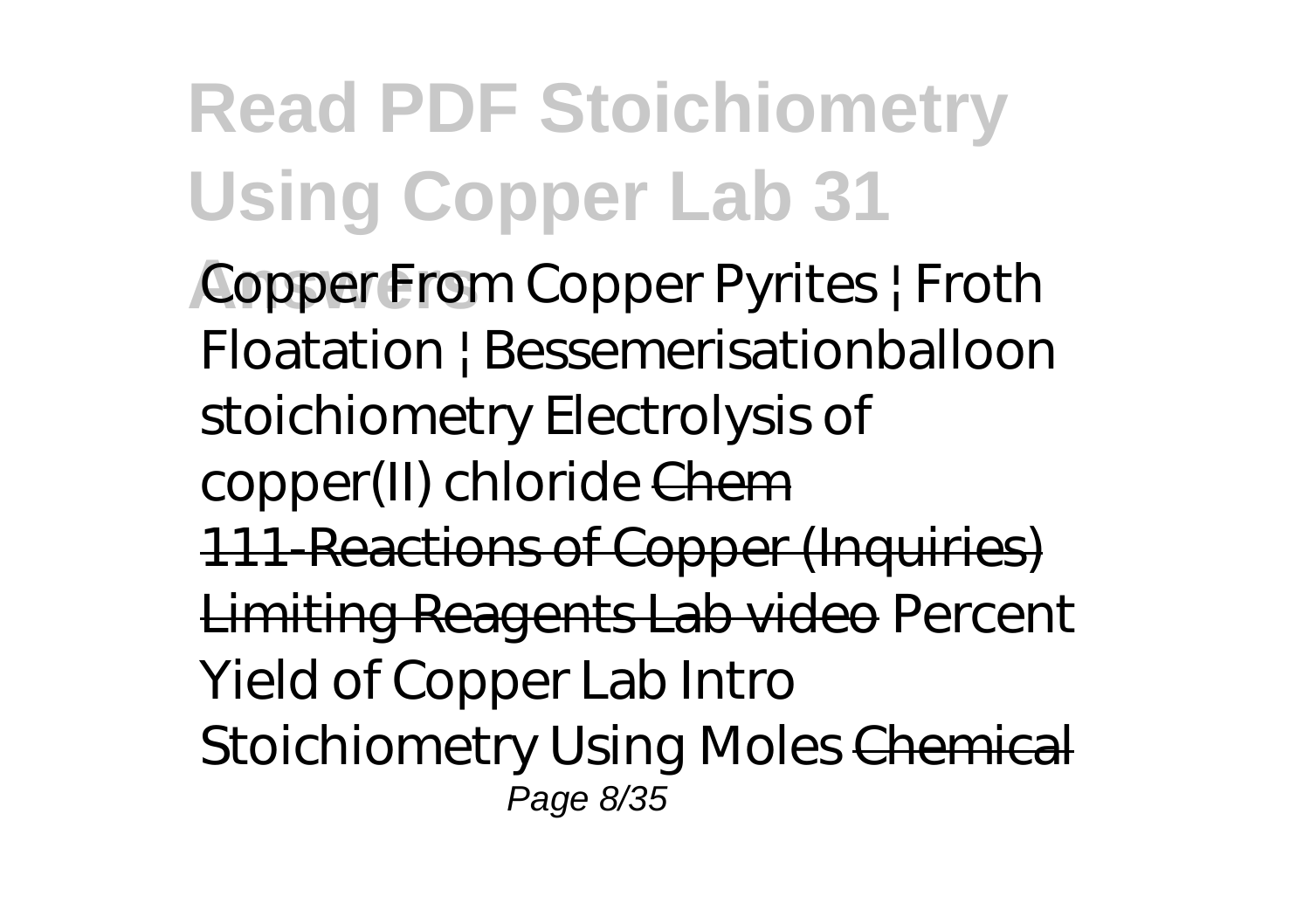Copper From Copper Pyrites | Froth Floatation | Bessemerisation balloon stoichiometry Electrolysis of copper(II) chloride ~~Chem 111-Reactions of Copper (Inquiries)~~ ~~Limiting Reagents Lab video~~ Percent Yield of Copper Lab Intro Stoichiometry Using Moles ~~Chemical~~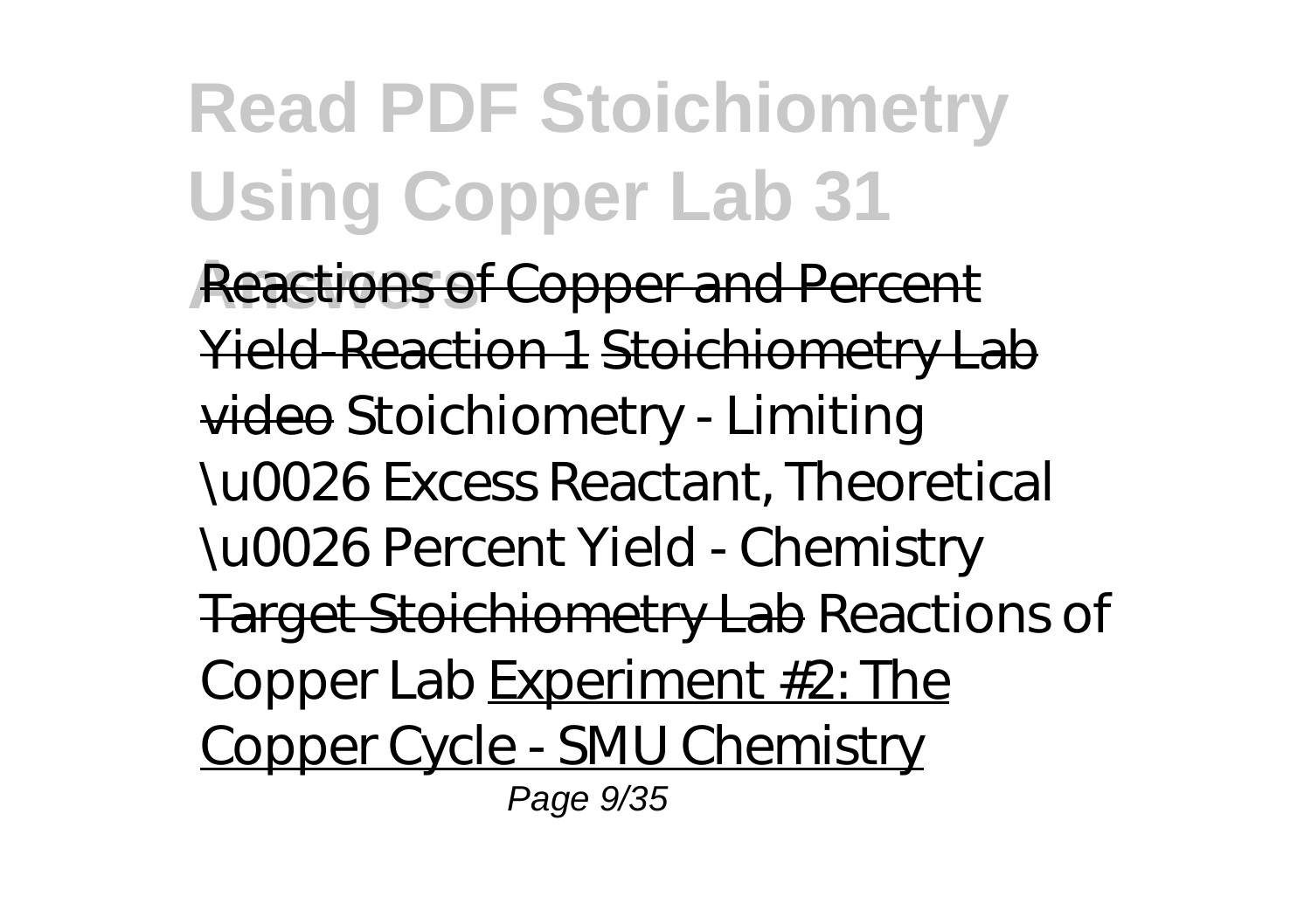Reactions of Copper and Percent Yield-Reaction 1 Stoichiometry Lab video *Stoichiometry - Limiting \u0026 Excess Reactant, Theoretical \u0026 Percent Yield - Chemistry* Target Stoichiometry Lab *Reactions of Copper Lab* Experiment #2: The Copper Cycle - SMU Chemistry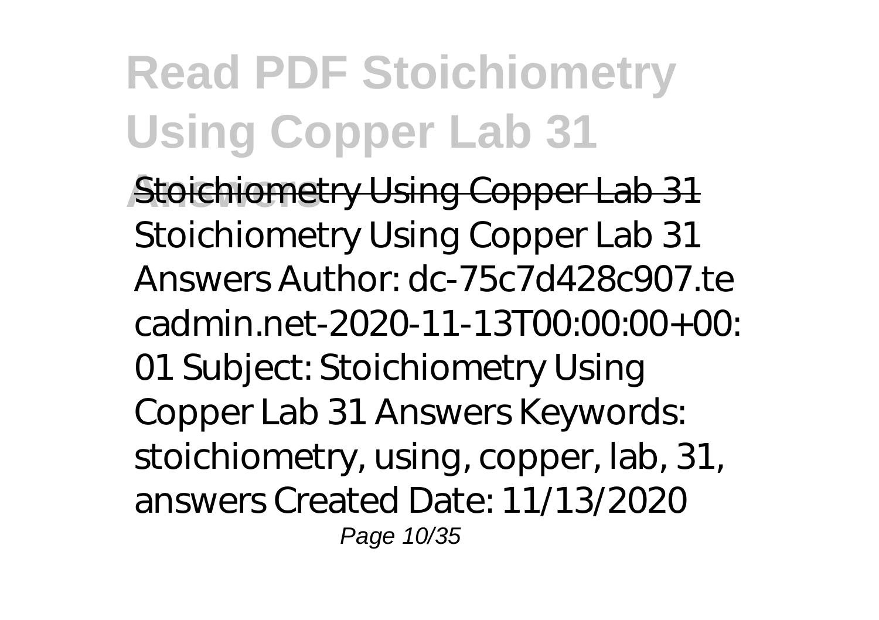Stoichiometry Using Copper Lab 31

Stoichiometry Using Copper Lab 31 Answers Author: dc-75c7d428c907.tecadmin.net-2020-11-13T00:00:00+00:01 Subject: Stoichiometry Using Copper Lab 31 Answers Keywords: stoichiometry, using, copper, lab, 31, answers Created Date: 11/13/2020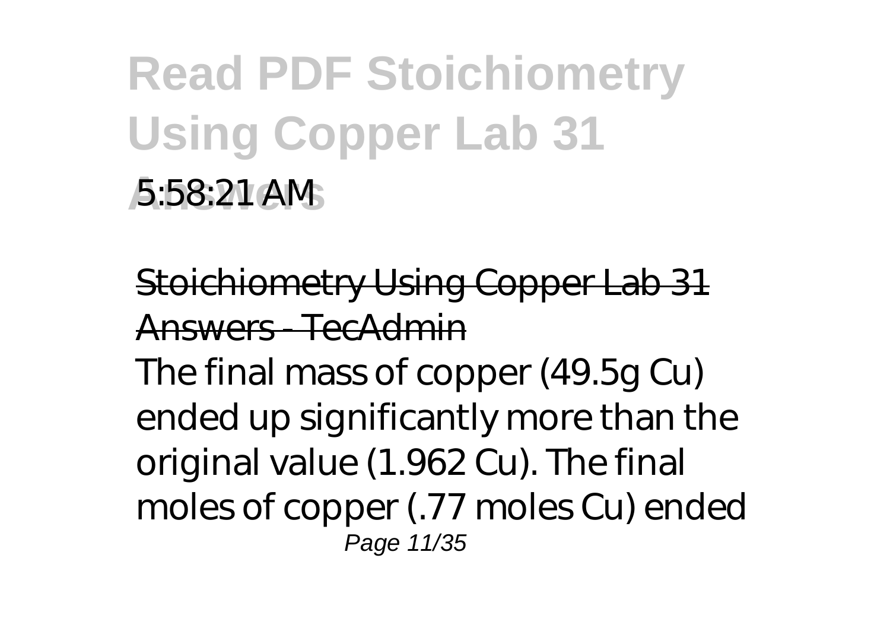5:58:21 AM

Stoichiometry Using Copper Lab 31 Answers - TecAdmin

The final mass of copper (49.5g Cu) ended up significantly more than the original value (1.962 Cu). The final moles of copper (.77 moles Cu) ended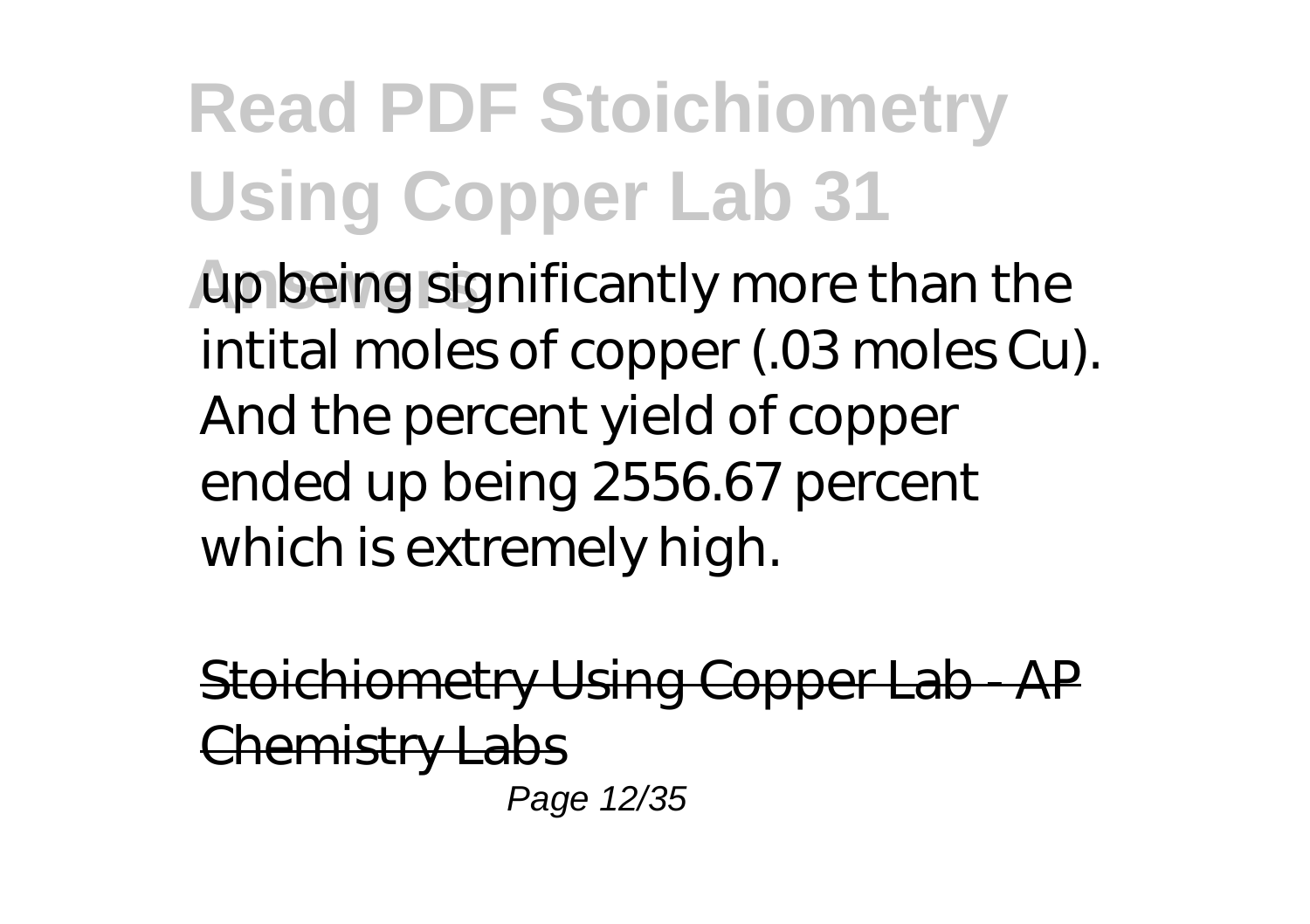up being significantly more than the intital moles of copper (.03 moles Cu). And the percent yield of copper ended up being 2556.67 percent which is extremely high.

Stoichiometry Using Copper Lab - AP Chemistry Labs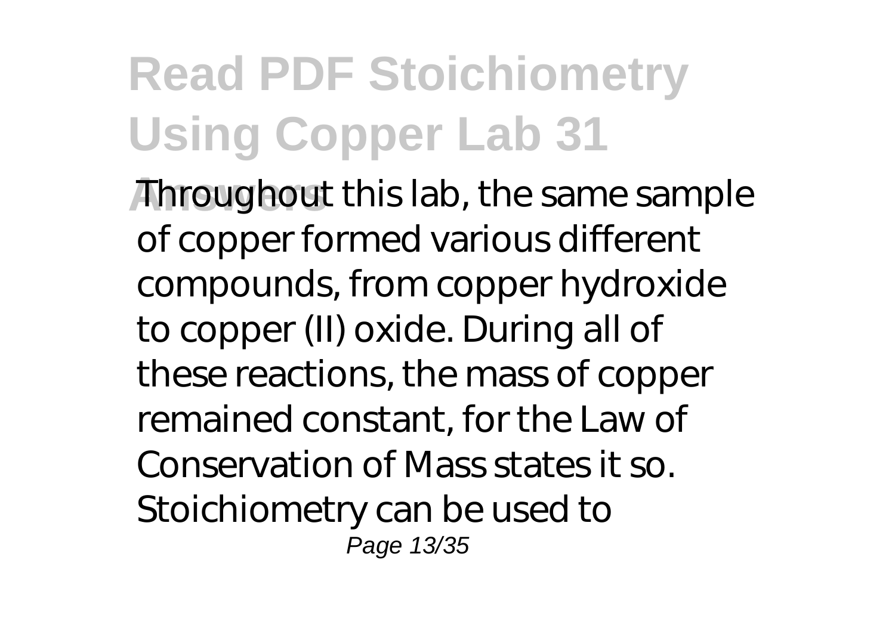Throughout this lab, the same sample of copper formed various different compounds, from copper hydroxide to copper (II) oxide. During all of these reactions, the mass of copper remained constant, for the Law of Conservation of Mass states it so. Stoichiometry can be used to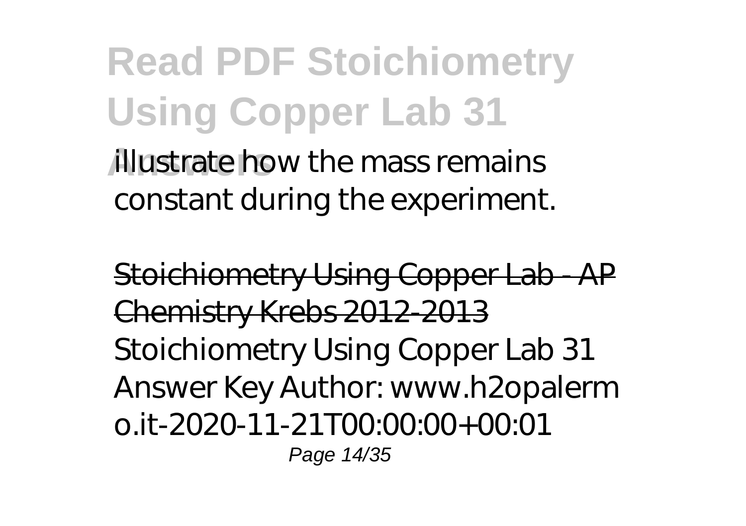illustrate how the mass remains constant during the experiment.

Stoichiometry Using Copper Lab - AP Chemistry Krebs 2012-2013

Stoichiometry Using Copper Lab 31 Answer Key Author: www.h2opalermo.it-2020-11-21T00:00:00+00:01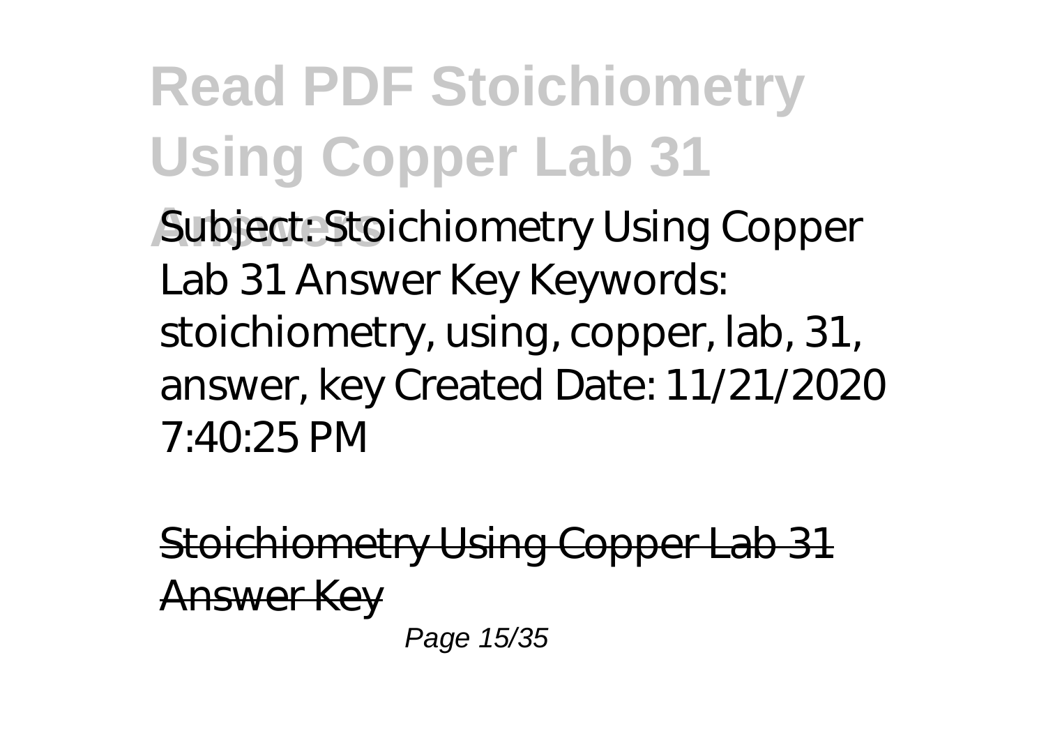Subject: Stoichiometry Using Copper Lab 31 Answer Key Keywords: stoichiometry, using, copper, lab, 31, answer, key Created Date: 11/21/2020 7:40:25 PM

Stoichiometry Using Copper Lab 31 Answer Key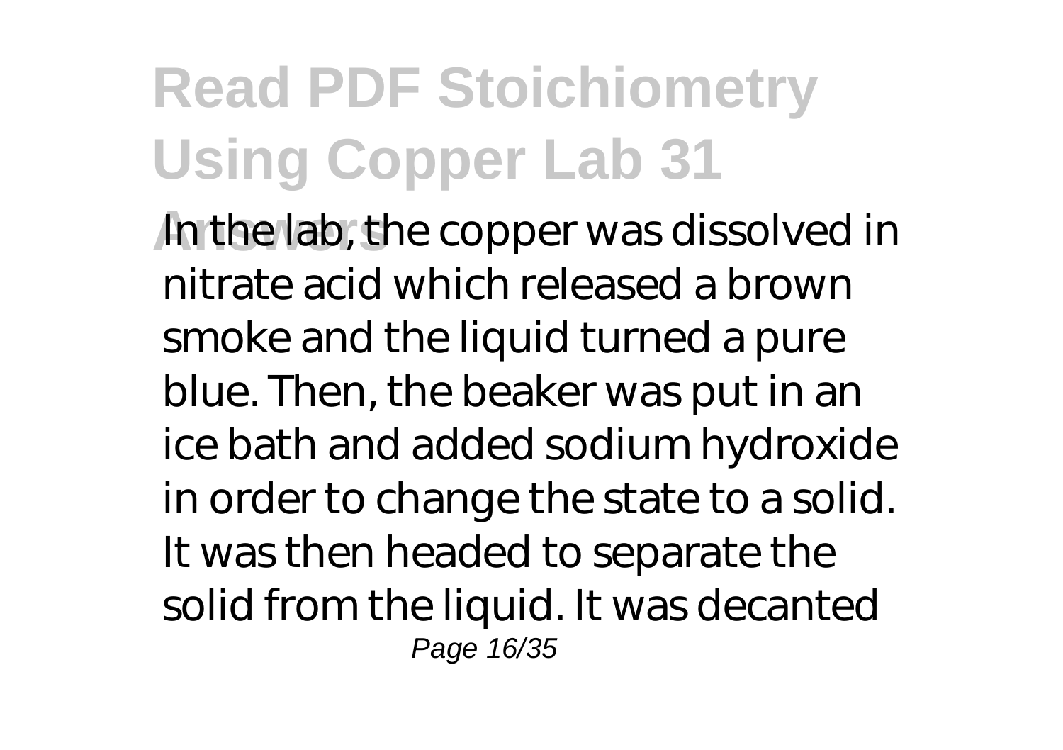In the lab, the copper was dissolved in nitrate acid which released a brown smoke and the liquid turned a pure blue. Then, the beaker was put in an ice bath and added sodium hydroxide in order to change the state to a solid. It was then headed to separate the solid from the liquid. It was decanted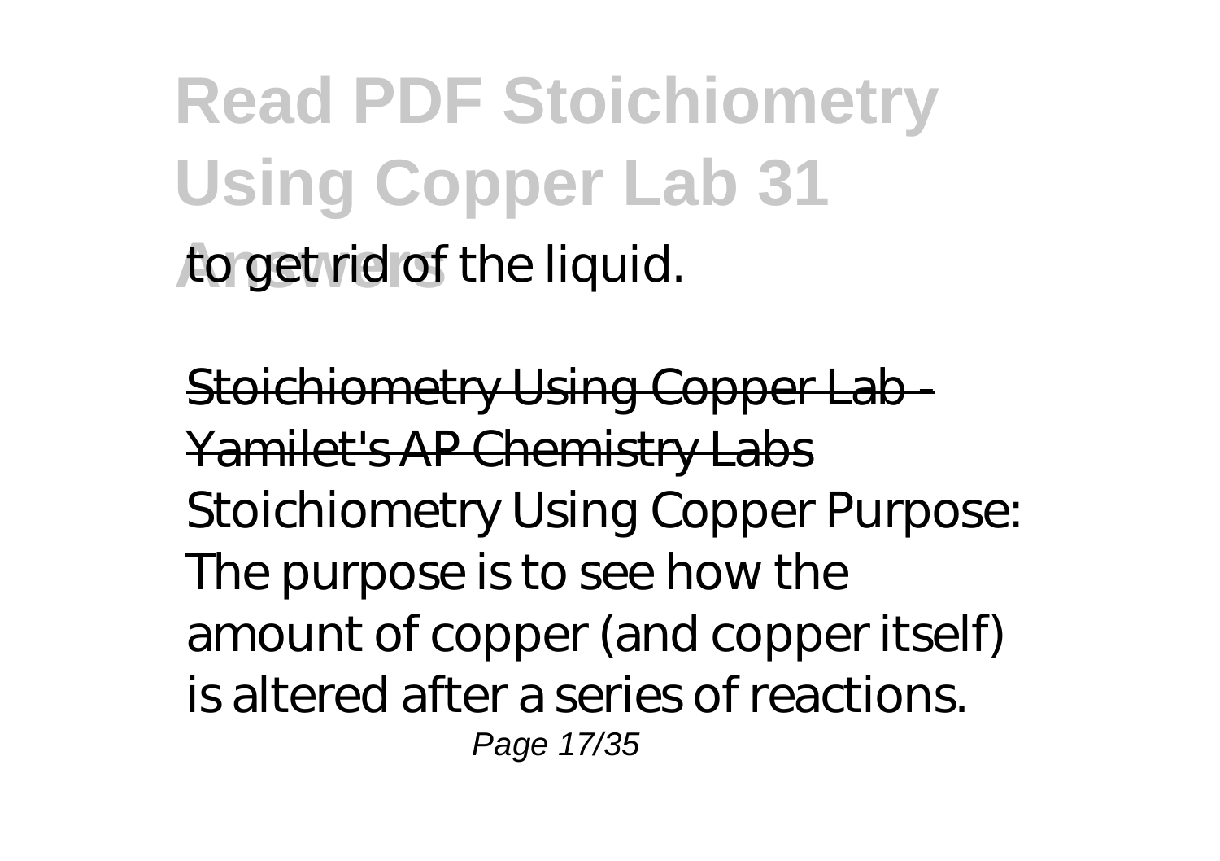to get rid of the liquid.

Stoichiometry Using Copper Lab - Yamilet's AP Chemistry Labs

Stoichiometry Using Copper Purpose: The purpose is to see how the amount of copper (and copper itself) is altered after a series of reactions.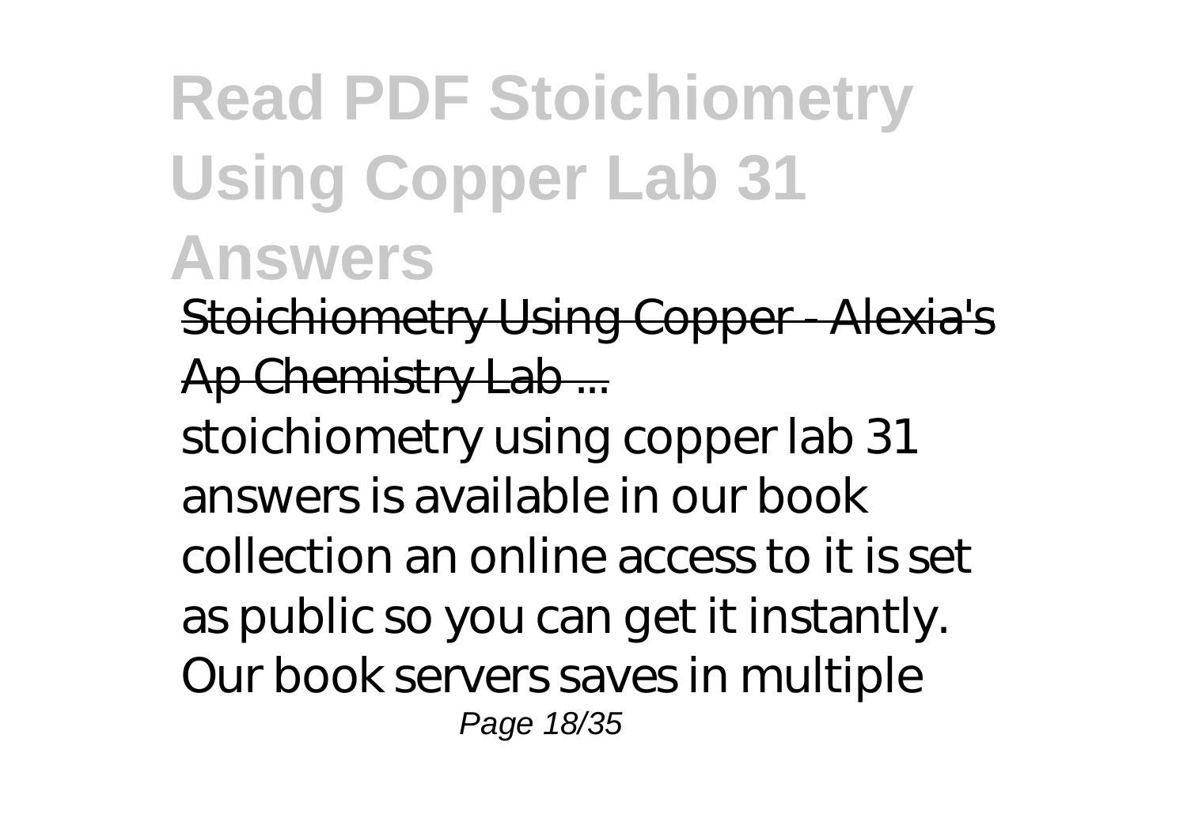# Read PDF Stoichiometry Using Copper Lab 31 Answers

Stoichiometry Using Copper - Alexia's Ap Chemistry Lab ...

stoichiometry using copper lab 31 answers is available in our book collection an online access to it is set as public so you can get it instantly. Our book servers saves in multiple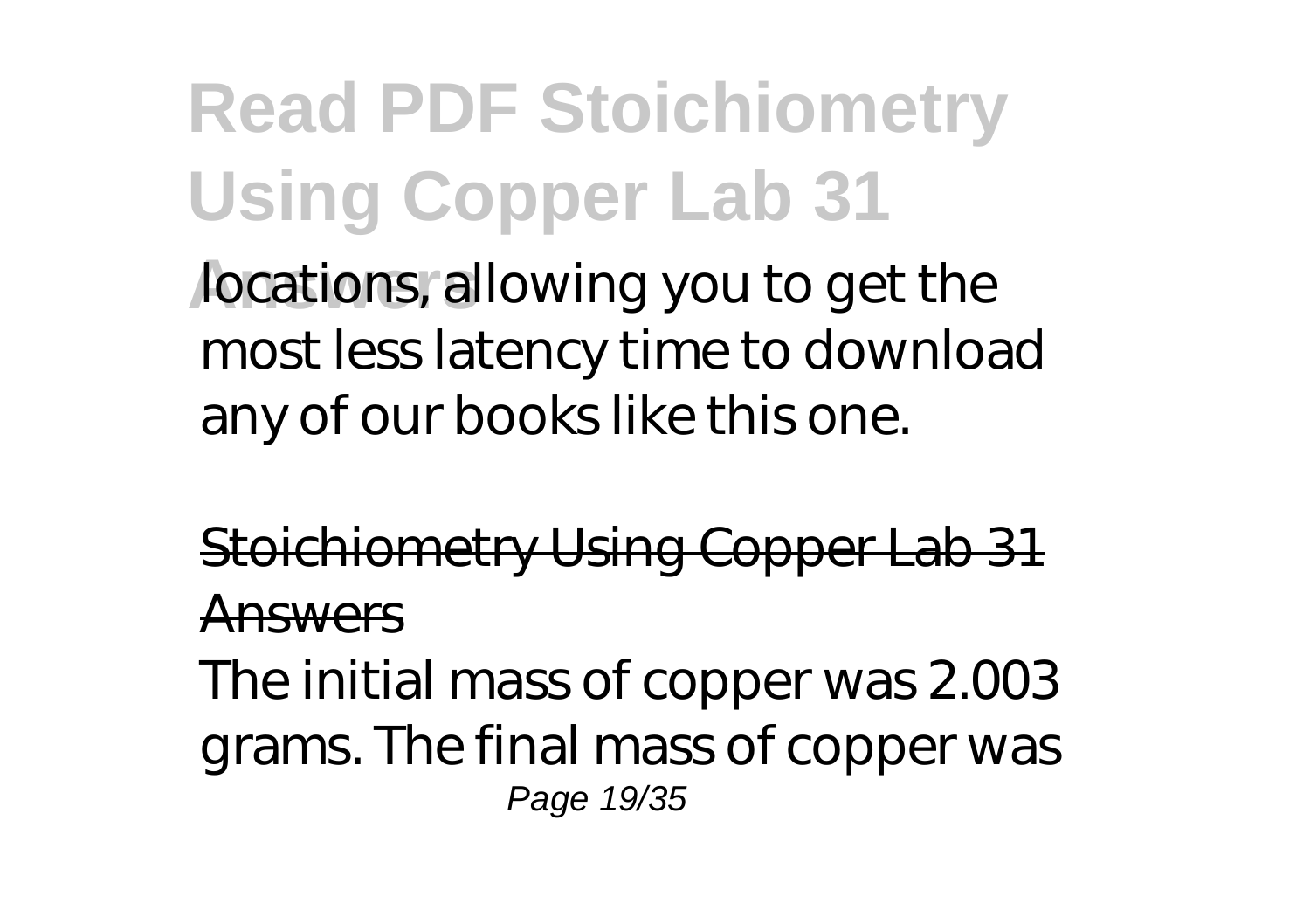locations, allowing you to get the most less latency time to download any of our books like this one.

Stoichiometry Using Copper Lab 31 Answers

The initial mass of copper was 2.003 grams. The final mass of copper was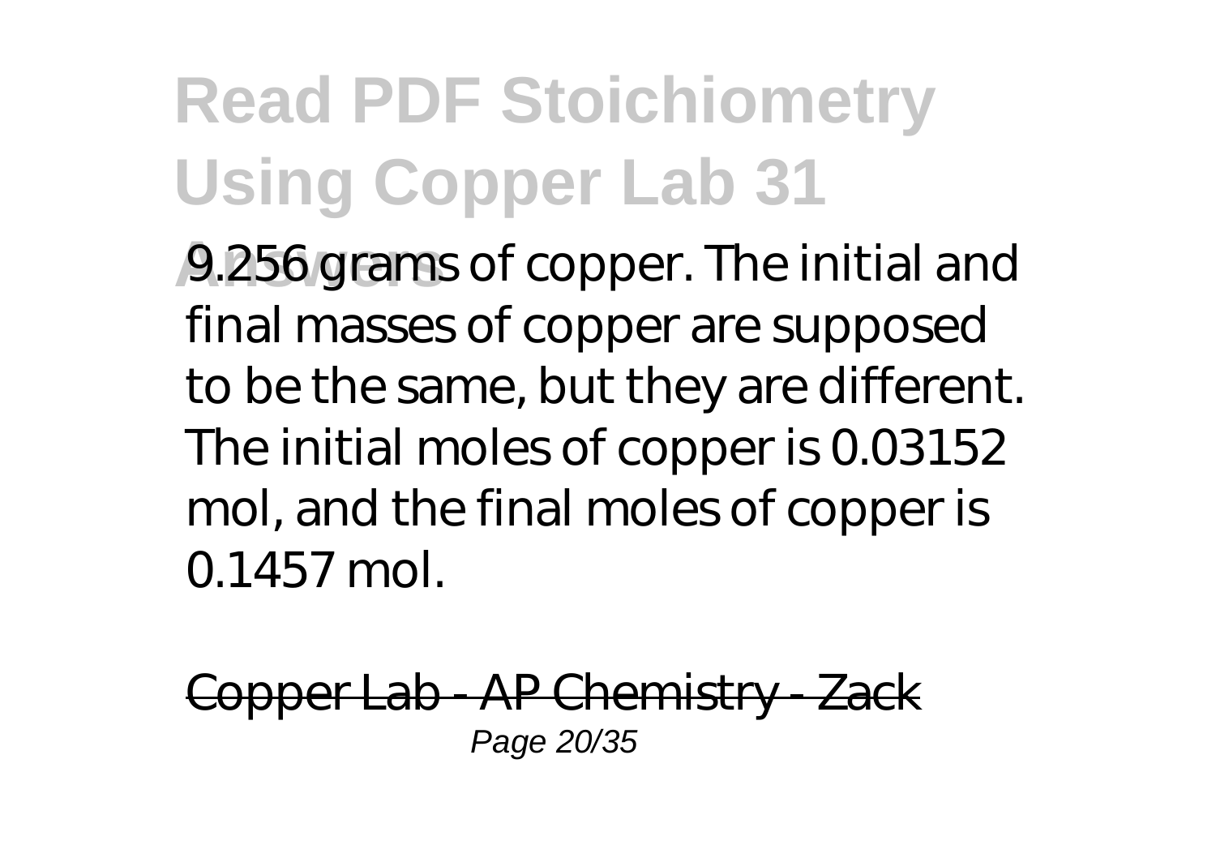9.256 grams of copper. The initial and final masses of copper are supposed to be the same, but they are different. The initial moles of copper is 0.03152 mol, and the final moles of copper is 0.1457 mol.

Copper Lab - AP Chemistry - Zack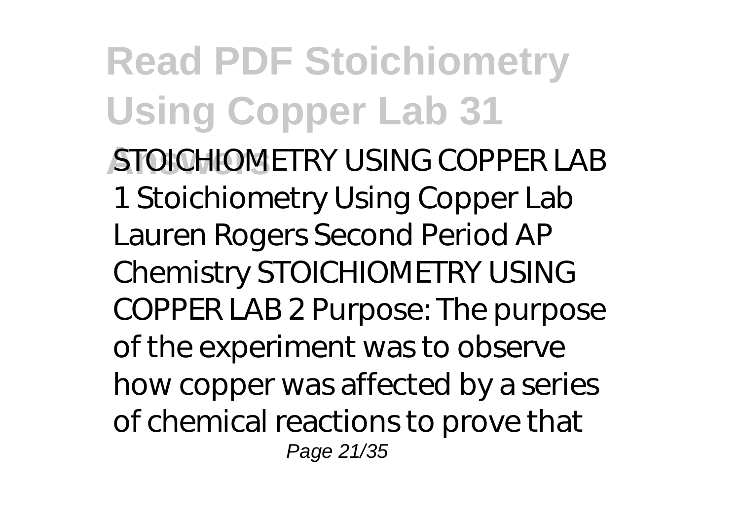STOICHIOMETRY USING COPPER LAB 1 Stoichiometry Using Copper Lab Lauren Rogers Second Period AP Chemistry STOICHIOMETRY USING COPPER LAB 2 Purpose: The purpose of the experiment was to observe how copper was affected by a series of chemical reactions to prove that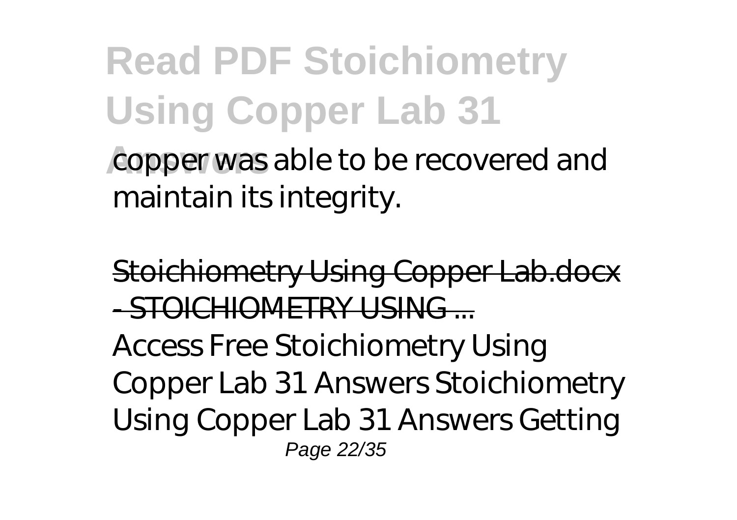copper was able to be recovered and maintain its integrity.

Stoichiometry Using Copper Lab.docx - STOICHIOMETRY USING ...

Access Free Stoichiometry Using Copper Lab 31 Answers Stoichiometry Using Copper Lab 31 Answers Getting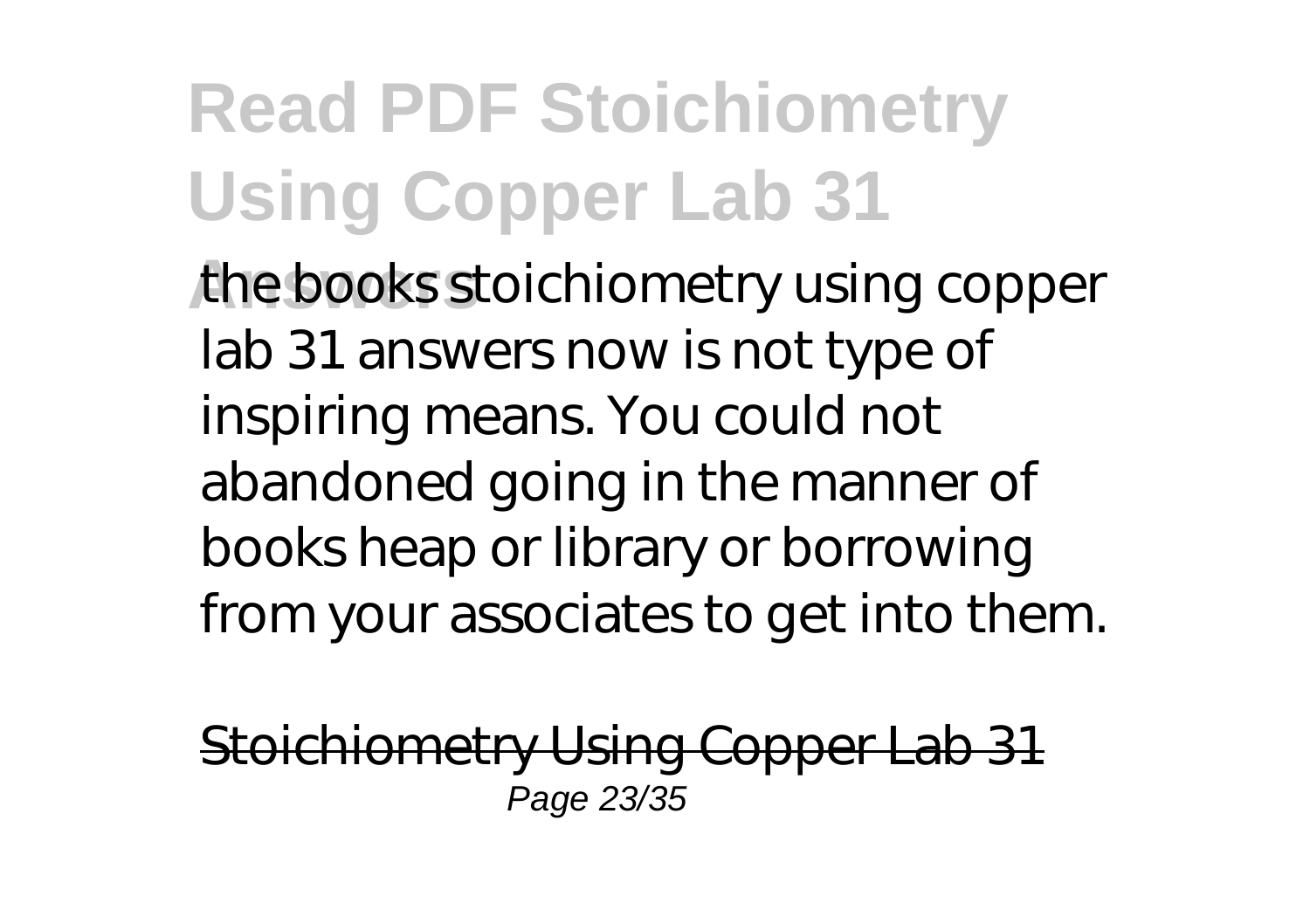the books stoichiometry using copper lab 31 answers now is not type of inspiring means. You could not abandoned going in the manner of books heap or library or borrowing from your associates to get into them.

Stoichiometry Using Copper Lab 31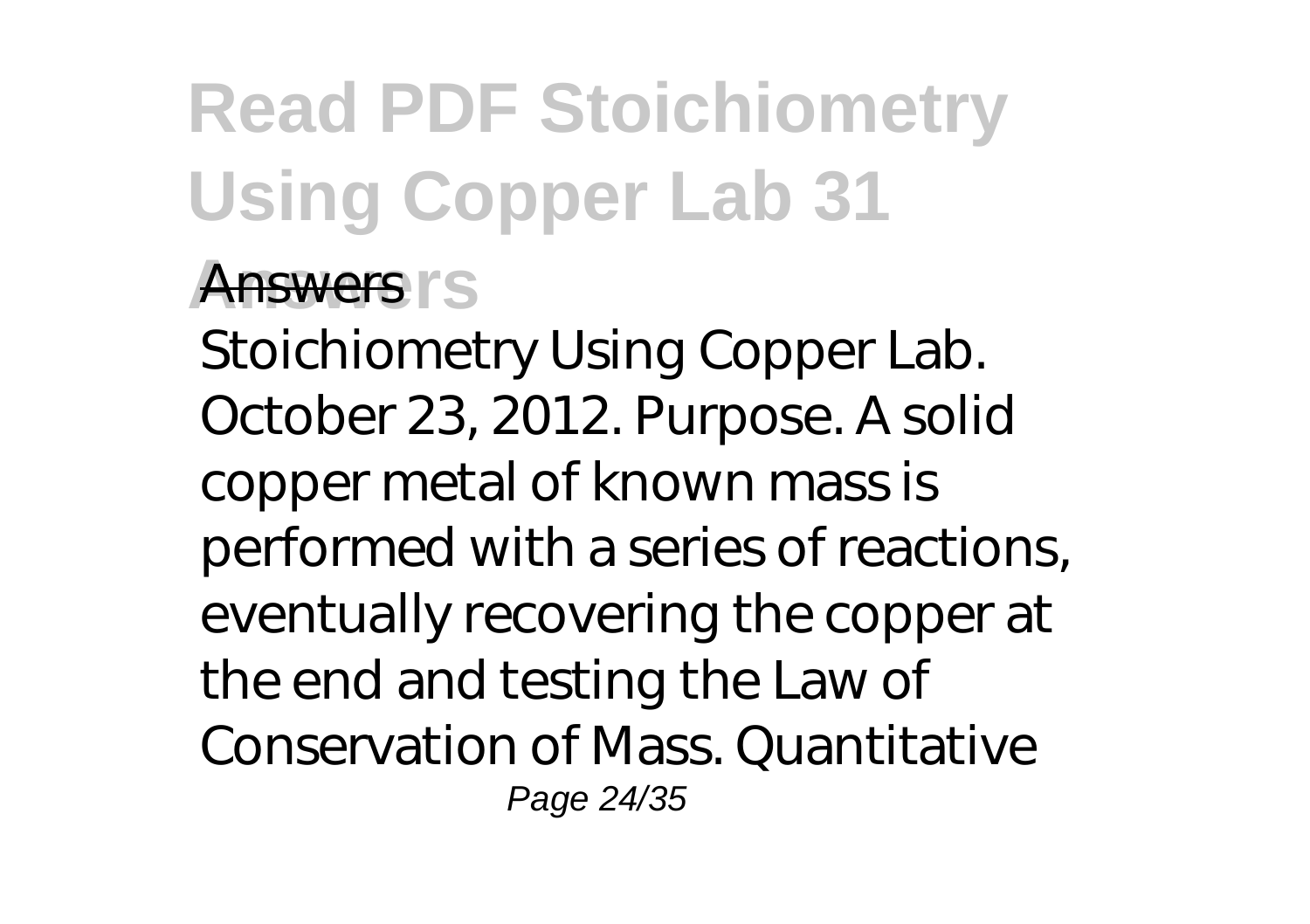**Answers**

Stoichiometry Using Copper Lab. October 23, 2012. Purpose. A solid copper metal of known mass is performed with a series of reactions, eventually recovering the copper at the end and testing the Law of Conservation of Mass. Quantitative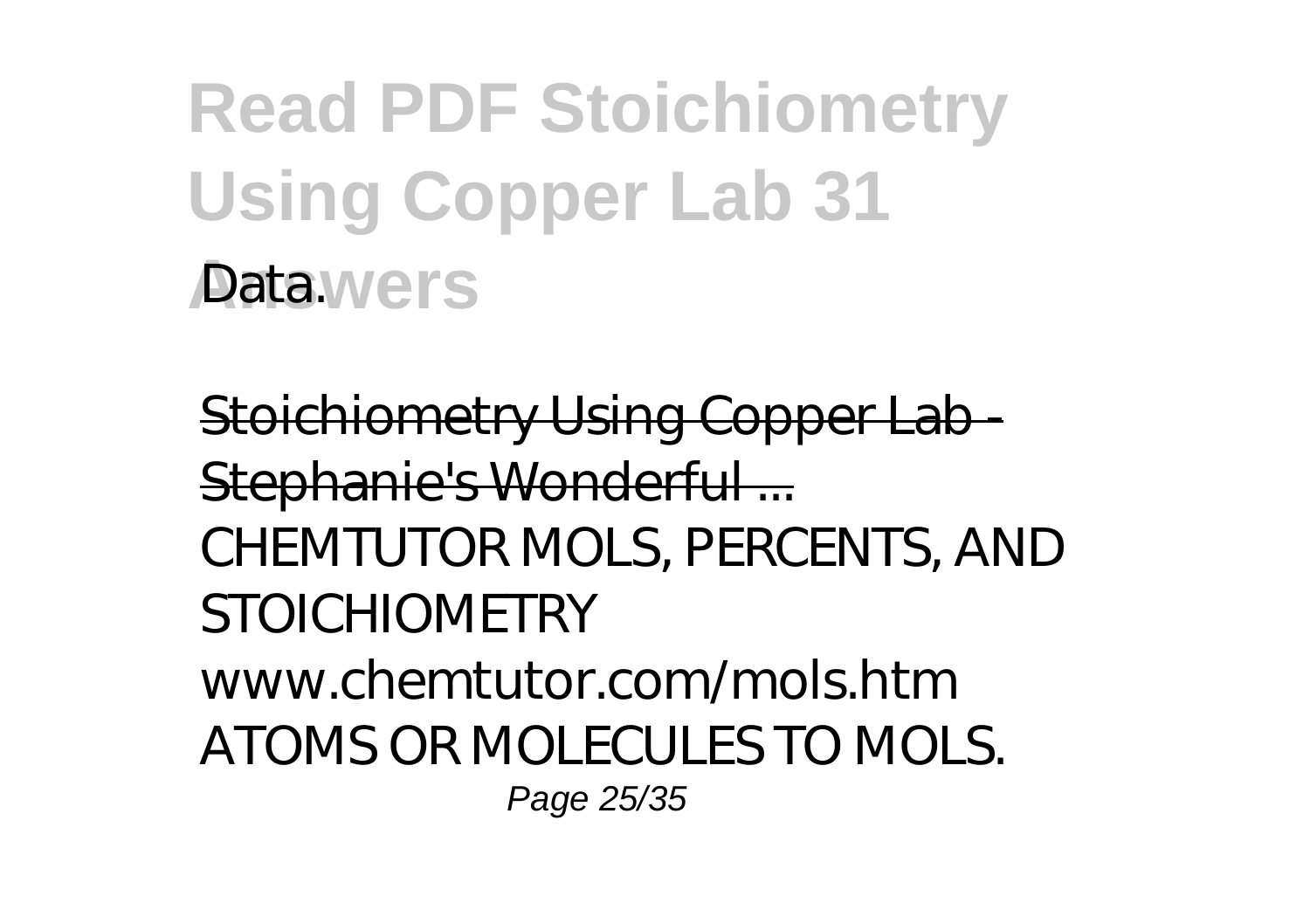Data.

Stoichiometry Using Copper Lab - Stephanie's Wonderful ...

CHEMTUTOR MOLS, PERCENTS, AND STOICHIOMETRY www.chemtutor.com/mols.htm ATOMS OR MOLECULES TO MOLS.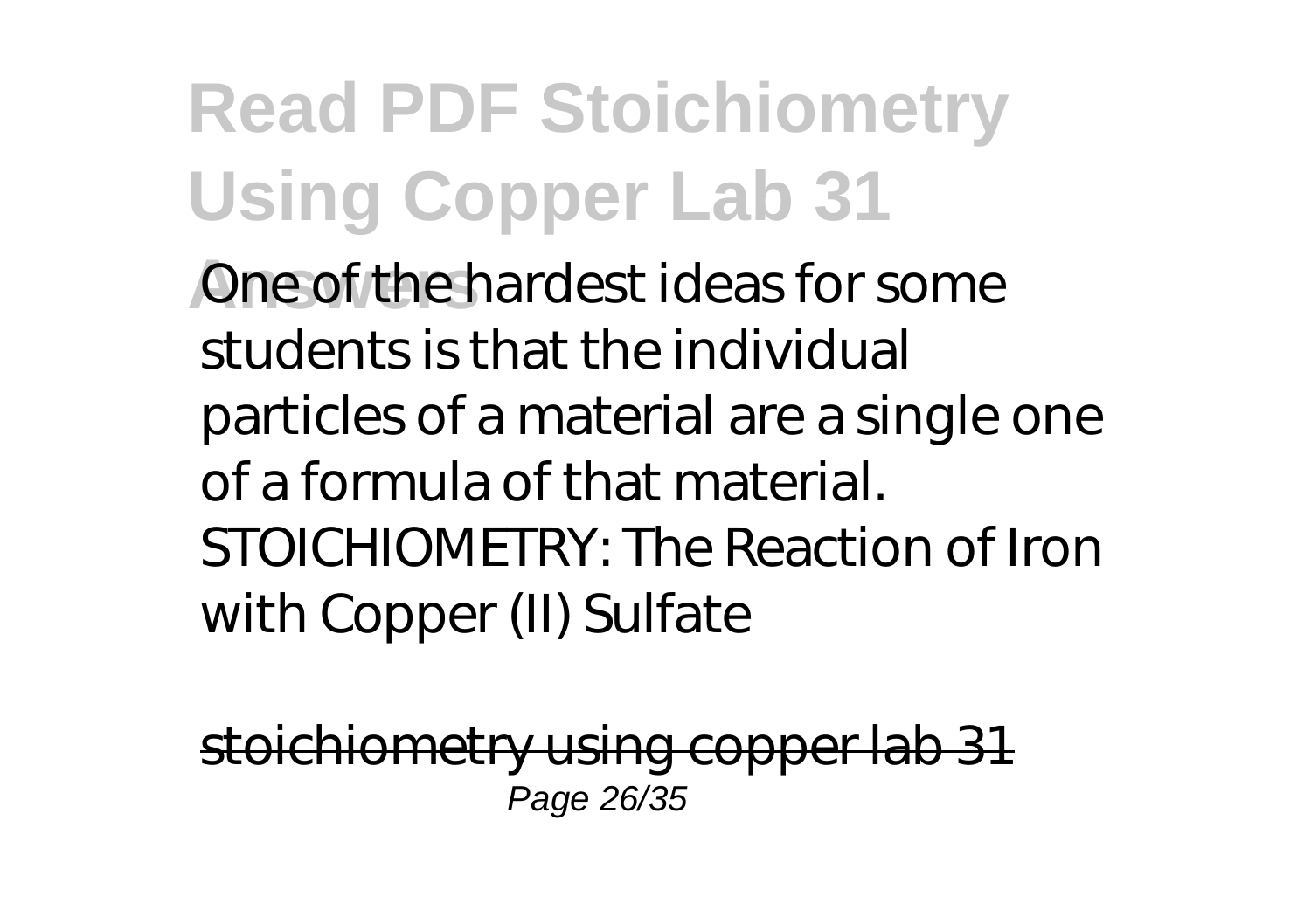One of the hardest ideas for some students is that the individual particles of a material are a single one of a formula of that material. STOICHIOMETRY: The Reaction of Iron with Copper (II) Sulfate

stoichiometry using copper lab 31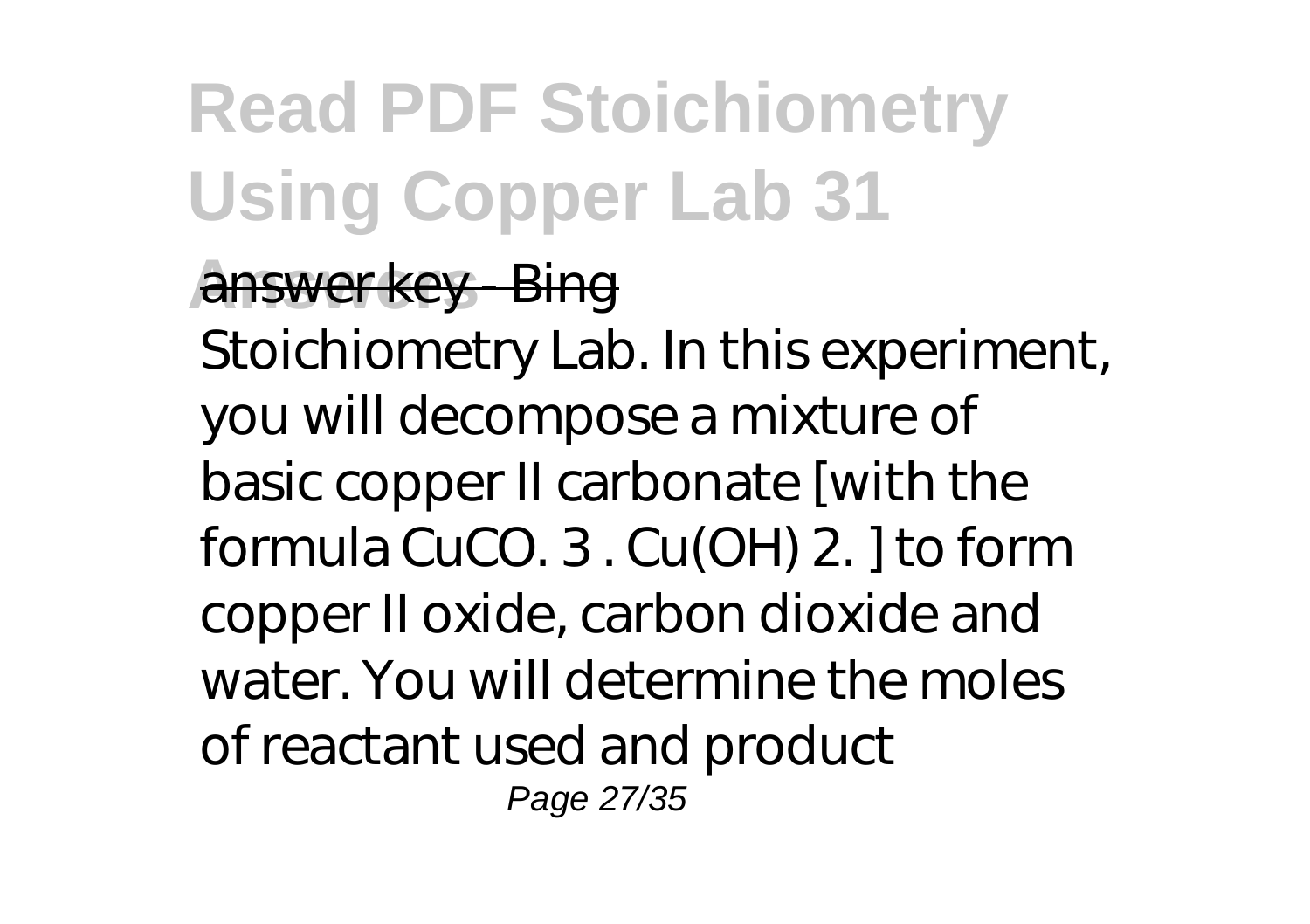answer key - Bing

Stoichiometry Lab. In this experiment, you will decompose a mixture of basic copper II carbonate [with the formula $CuCO_3 \cdot Cu(OH)_2$] to form copper II oxide, carbon dioxide and water. You will determine the moles of reactant used and product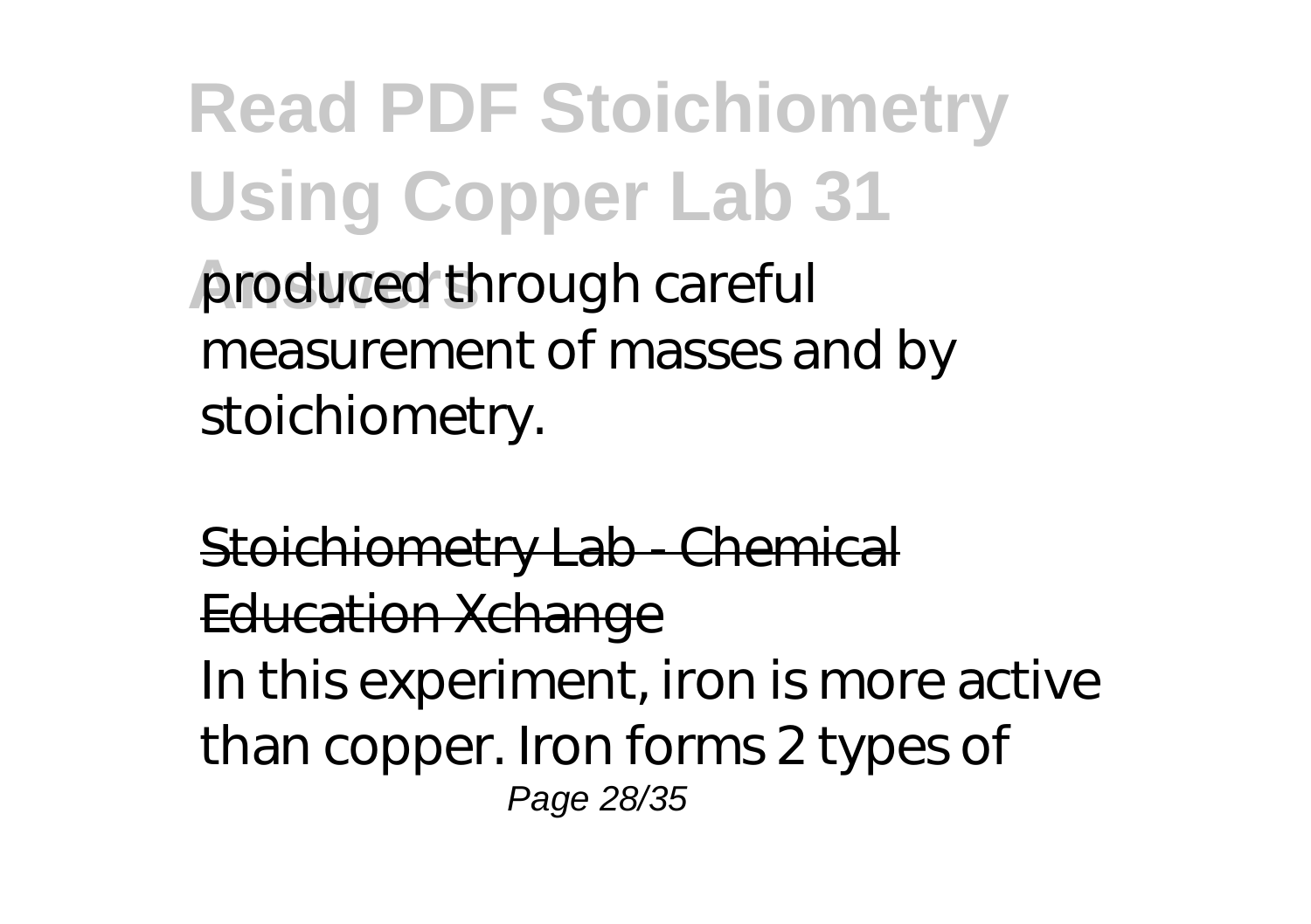produced through careful measurement of masses and by stoichiometry.

Stoichiometry Lab - Chemical Education Xchange

In this experiment, iron is more active than copper. Iron forms 2 types of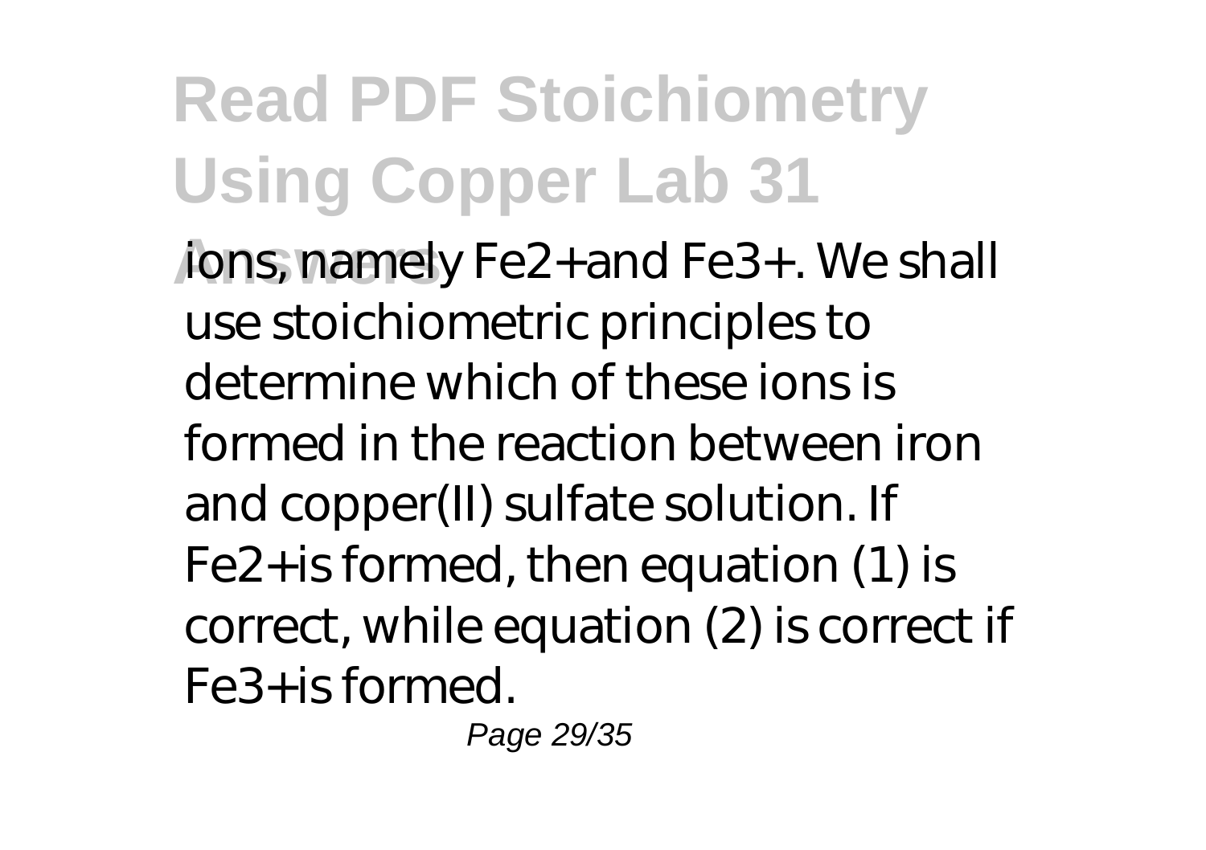ions, namely $Fe^{2+}$ and $Fe^{3+}$. We shall use stoichiometric principles to determine which of these ions is formed in the reaction between iron and copper(II) sulfate solution. If $Fe^{2+}$ is formed, then equation (1) is correct, while equation (2) is correct if $Fe^{3+}$ is formed.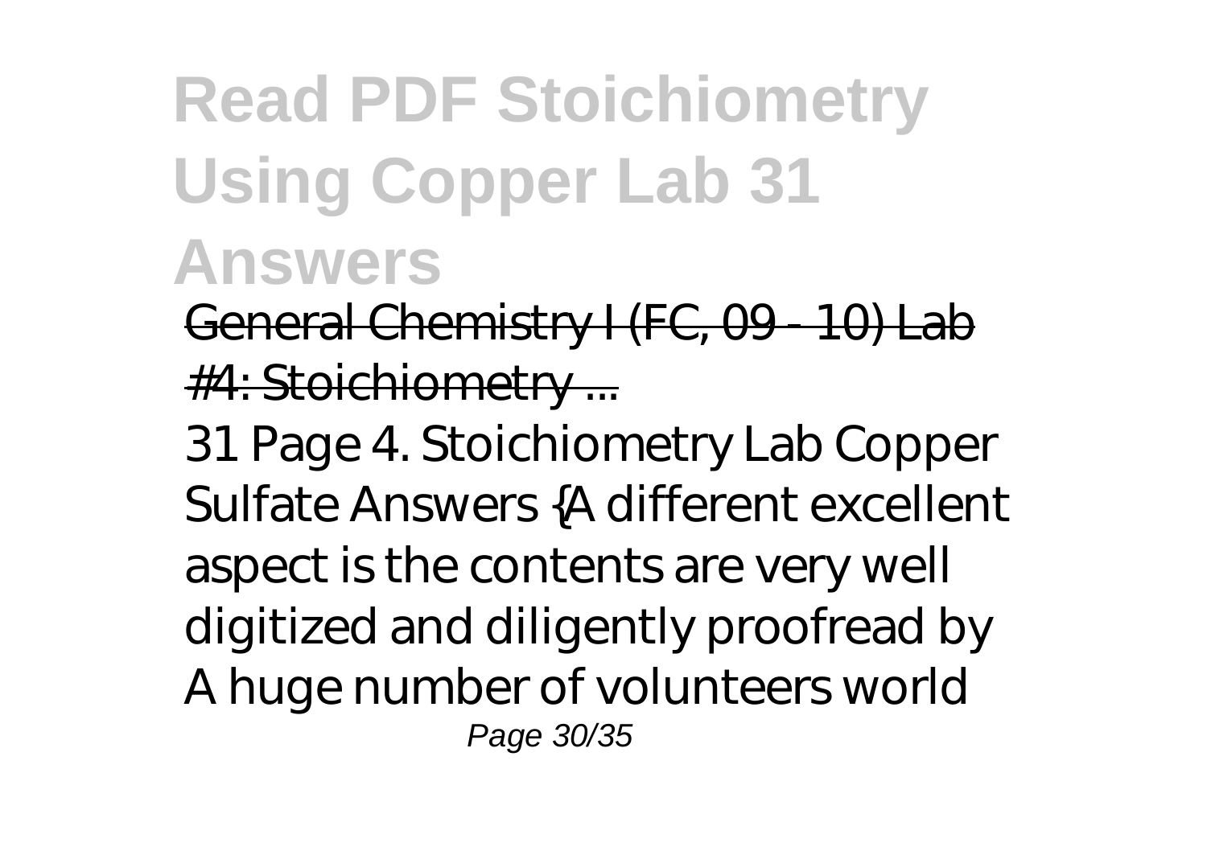General Chemistry I (FC, 09 - 10) Lab #4: Stoichiometry ...

31 Page 4. Stoichiometry Lab Copper Sulfate Answers {A different excellent aspect is the contents are very well digitized and diligently proofread by A huge number of volunteers world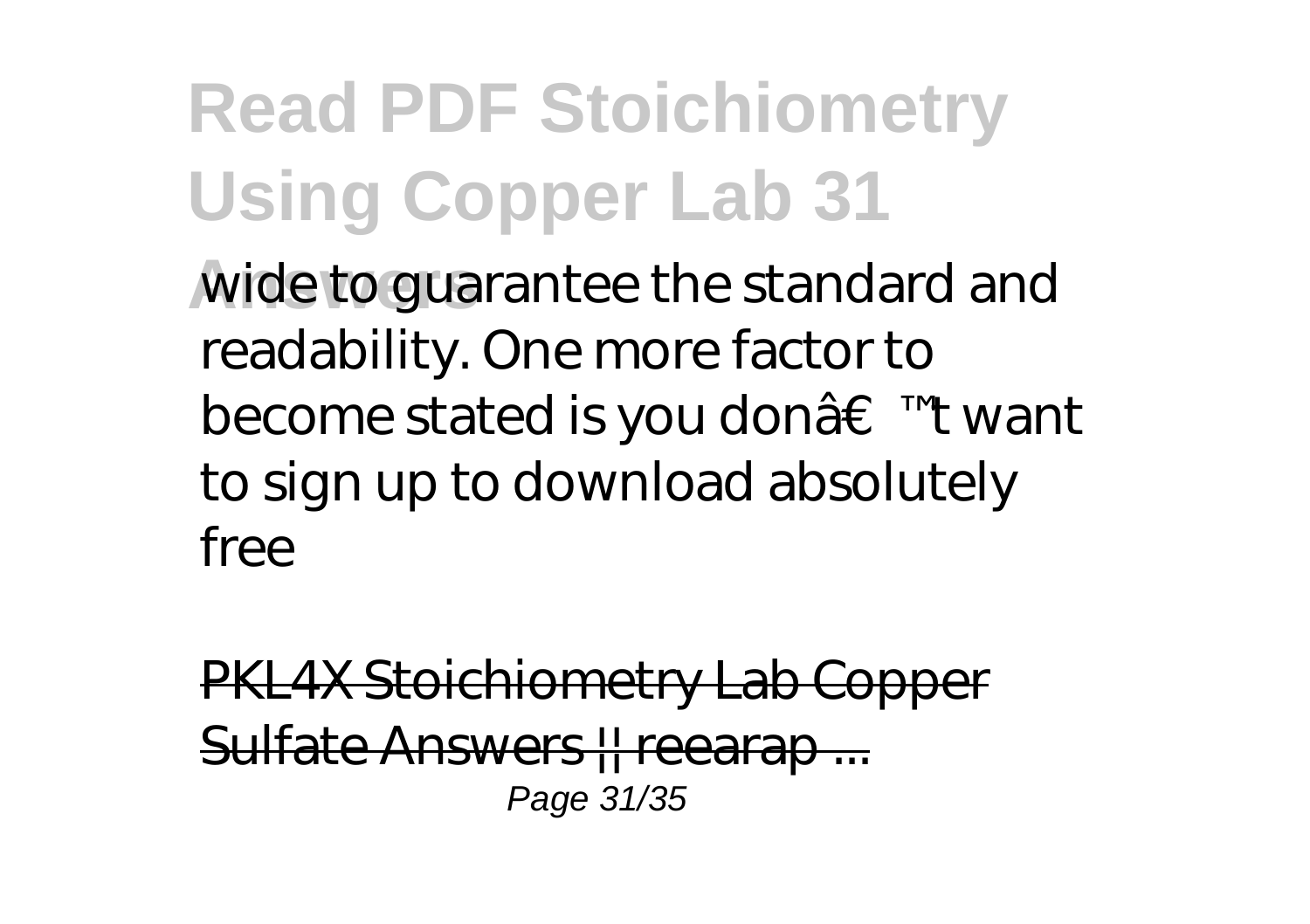wide to guarantee the standard and readability. One more factor to become stated is you donâ€™t want to sign up to download absolutely free

PKL4X Stoichiometry Lab Copper Sulfate Answers || reearap ...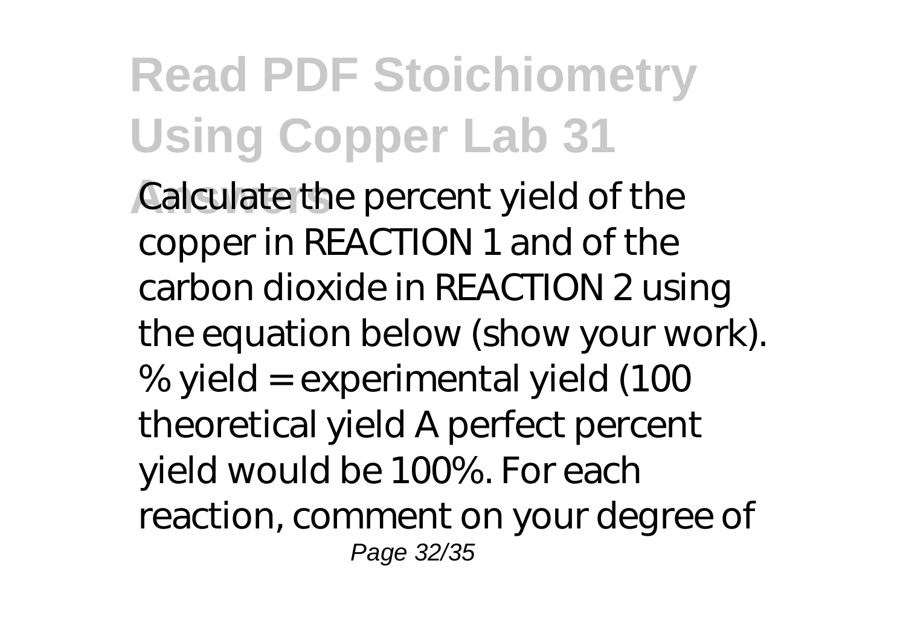Calculate the percent yield of the copper in REACTION 1 and of the carbon dioxide in REACTION 2 using the equation below (show your work). % yield = experimental yield (100 theoretical yield A perfect percent yield would be 100%. For each reaction, comment on your degree of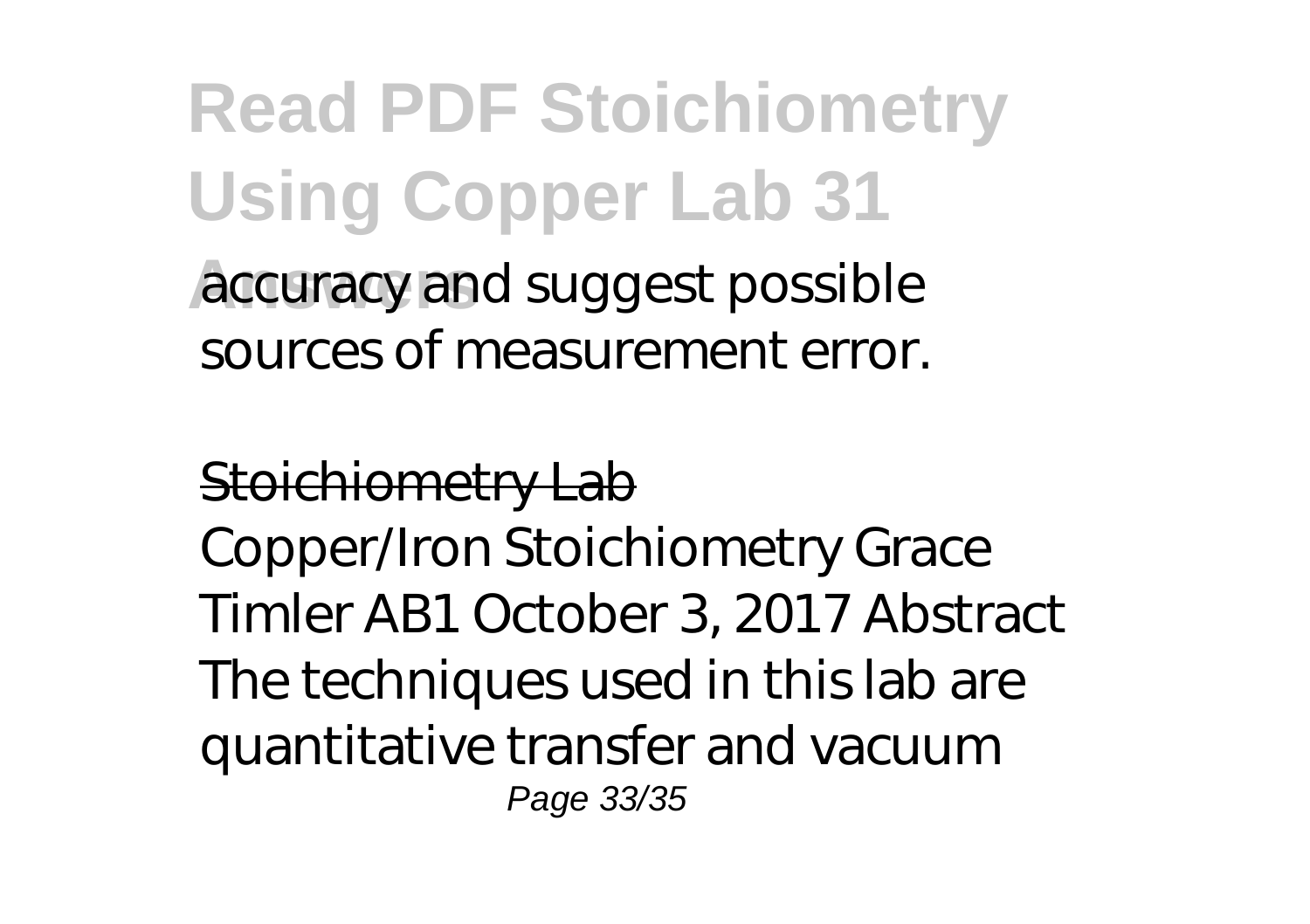accuracy and suggest possible sources of measurement error.

Stoichiometry Lab

Copper/Iron Stoichiometry Grace Timler AB1 October 3, 2017 Abstract The techniques used in this lab are quantitative transfer and vacuum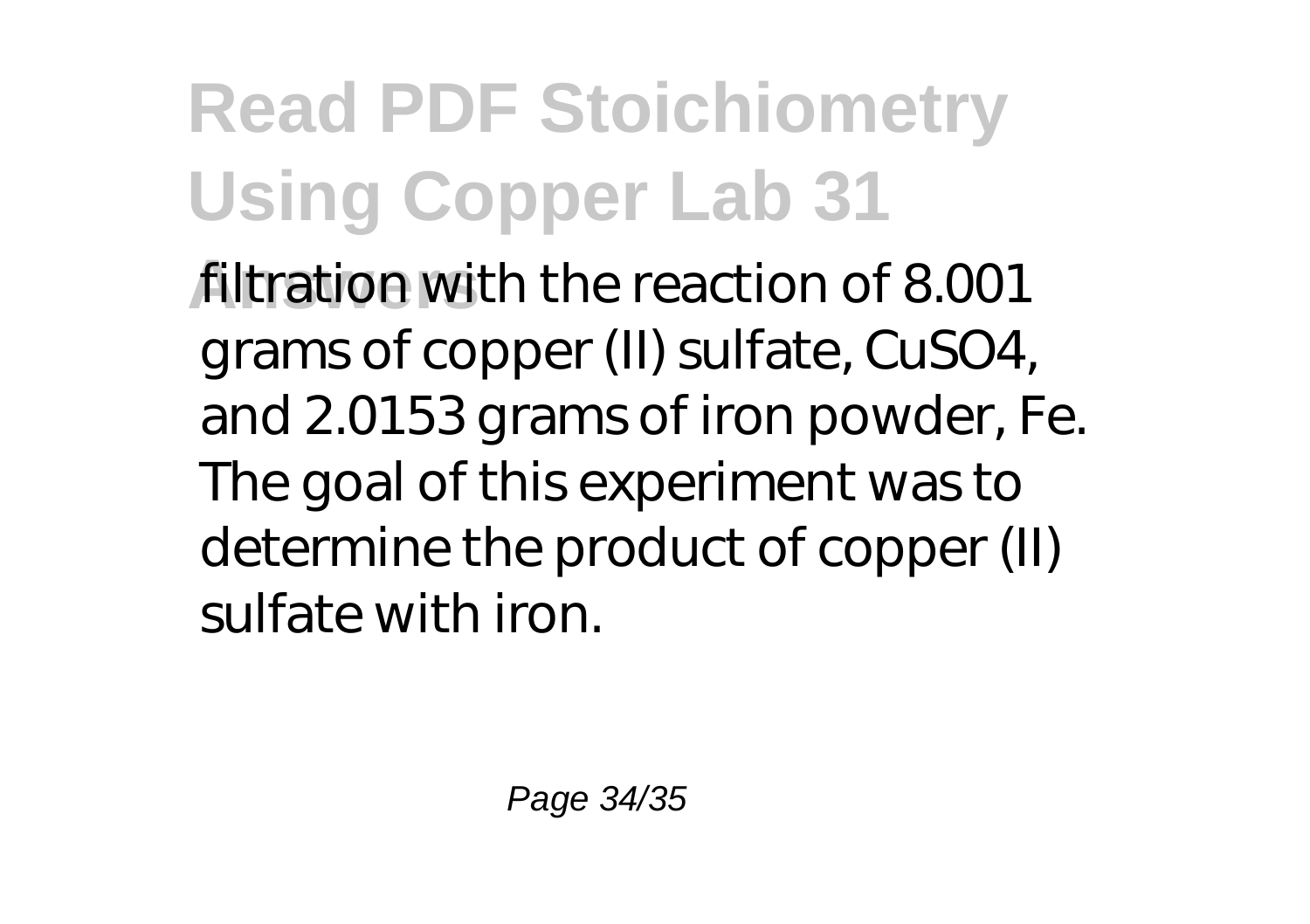filtration with the reaction of 8.001 grams of copper (II) sulfate, $CuSO_4$, and 2.0153 grams of iron powder, Fe. The goal of this experiment was to determine the product of copper (II) sulfate with iron.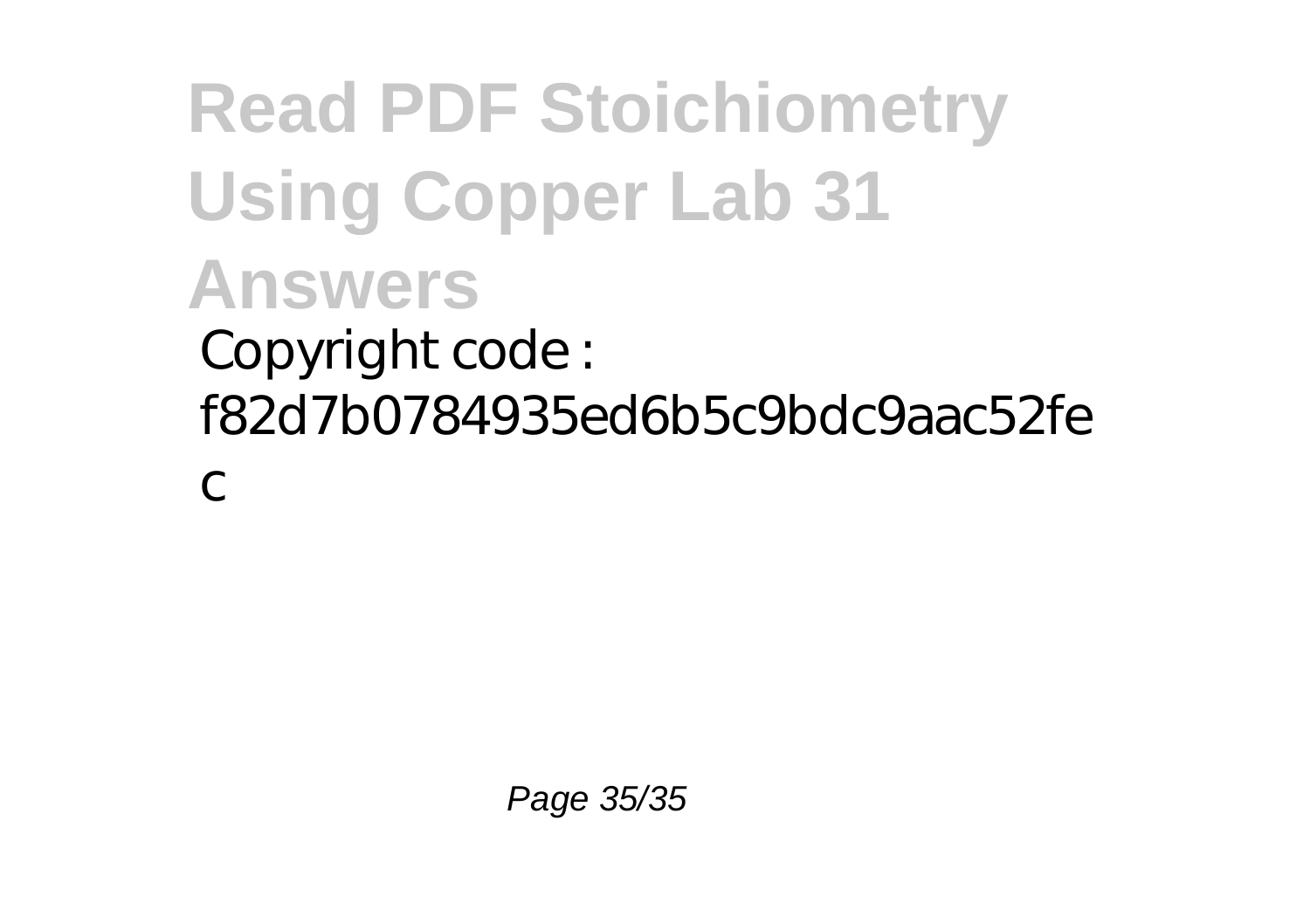Copyright code : f82d7b0784935ed6b5c9bdc9aac52fec